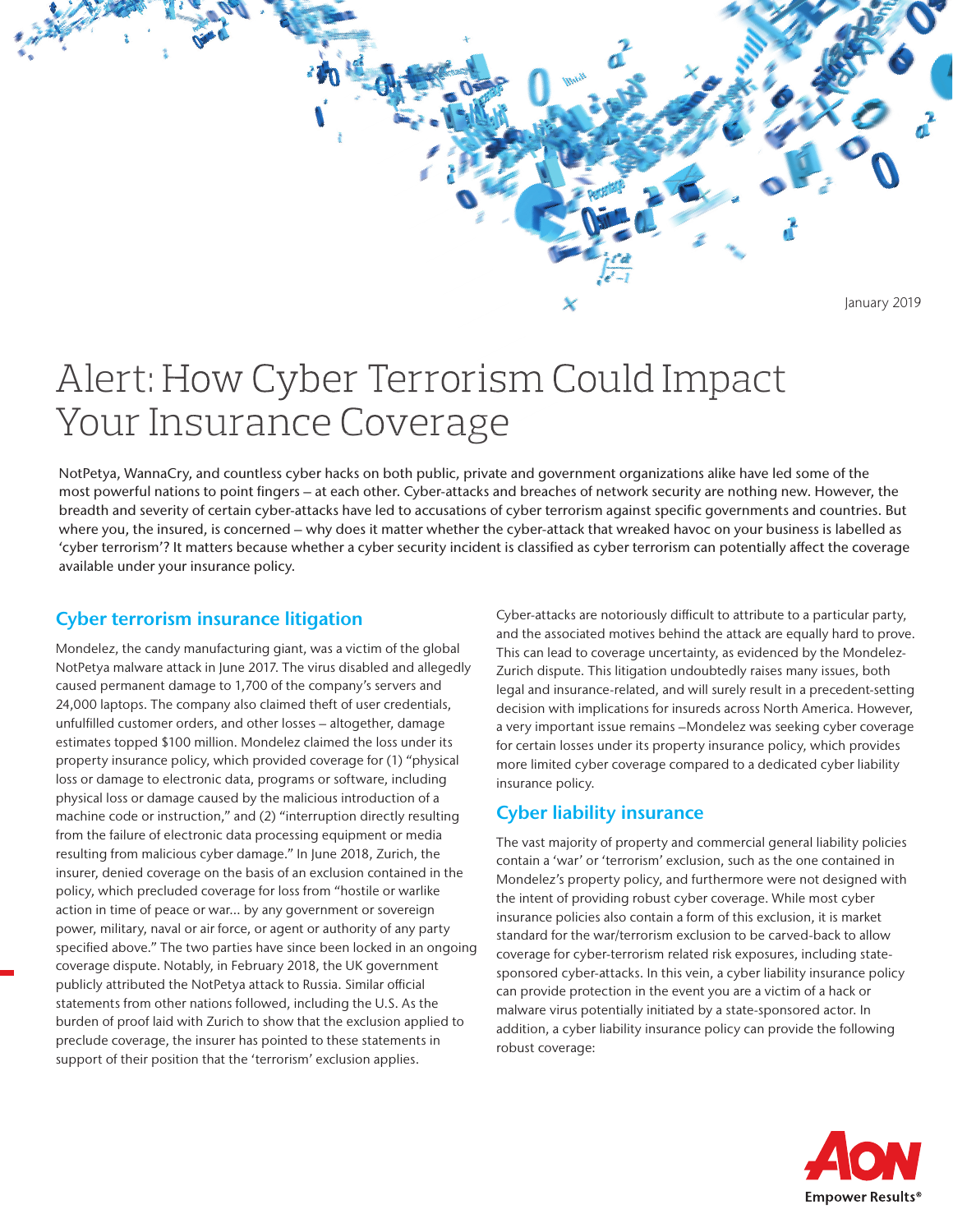January 2019

# Alert: How Cyber Terrorism Could Impact Your Insurance Coverage

NotPetya, WannaCry, and countless cyber hacks on both public, private and government organizations alike have led some of the most powerful nations to point fingers – at each other. Cyber-attacks and breaches of network security are nothing new. However, the breadth and severity of certain cyber-attacks have led to accusations of cyber terrorism against specific governments and countries. But where you, the insured, is concerned – why does it matter whether the cyber-attack that wreaked havoc on your business is labelled as 'cyber terrorism'? It matters because whether a cyber security incident is classified as cyber terrorism can potentially affect the coverage available under your insurance policy.

## Cyber terrorism insurance litigation

Mondelez, the candy manufacturing giant, was a victim of the global NotPetya malware attack in June 2017. The virus disabled and allegedly caused permanent damage to 1,700 of the company's servers and 24,000 laptops. The company also claimed theft of user credentials, unfulfilled customer orders, and other losses – altogether, damage estimates topped $100 million. Mondelez claimed the loss under its property insurance policy, which provided coverage for (1) "physical loss or damage to electronic data, programs or software, including physical loss or damage caused by the malicious introduction of a machine code or instruction," and (2) "interruption directly resulting from the failure of electronic data processing equipment or media resulting from malicious cyber damage." In June 2018, Zurich, the insurer, denied coverage on the basis of an exclusion contained in the policy, which precluded coverage for loss from "hostile or warlike action in time of peace or war... by any government or sovereign power, military, naval or air force, or agent or authority of any party specified above." The two parties have since been locked in an ongoing coverage dispute. Notably, in February 2018, the UK government publicly attributed the NotPetya attack to Russia. Similar official statements from other nations followed, including the U.S. As the burden of proof laid with Zurich to show that the exclusion applied to preclude coverage, the insurer has pointed to these statements in support of their position that the 'terrorism' exclusion applies.

Cyber-attacks are notoriously difficult to attribute to a particular party, and the associated motives behind the attack are equally hard to prove. This can lead to coverage uncertainty, as evidenced by the Mondelez-Zurich dispute. This litigation undoubtedly raises many issues, both legal and insurance-related, and will surely result in a precedent-setting decision with implications for insureds across North America. However, a very important issue remains –Mondelez was seeking cyber coverage for certain losses under its property insurance policy, which provides more limited cyber coverage compared to a dedicated cyber liability insurance policy.

## Cyber liability insurance

The vast majority of property and commercial general liability policies contain a 'war' or 'terrorism' exclusion, such as the one contained in Mondelez's property policy, and furthermore were not designed with the intent of providing robust cyber coverage. While most cyber insurance policies also contain a form of this exclusion, it is market standard for the war/terrorism exclusion to be carved-back to allow coverage for cyber-terrorism related risk exposures, including state-sponsored cyber-attacks. In this vein, a cyber liability insurance policy can provide protection in the event you are a victim of a hack or malware virus potentially initiated by a state-sponsored actor. In addition, a cyber liability insurance policy can provide the following robust coverage: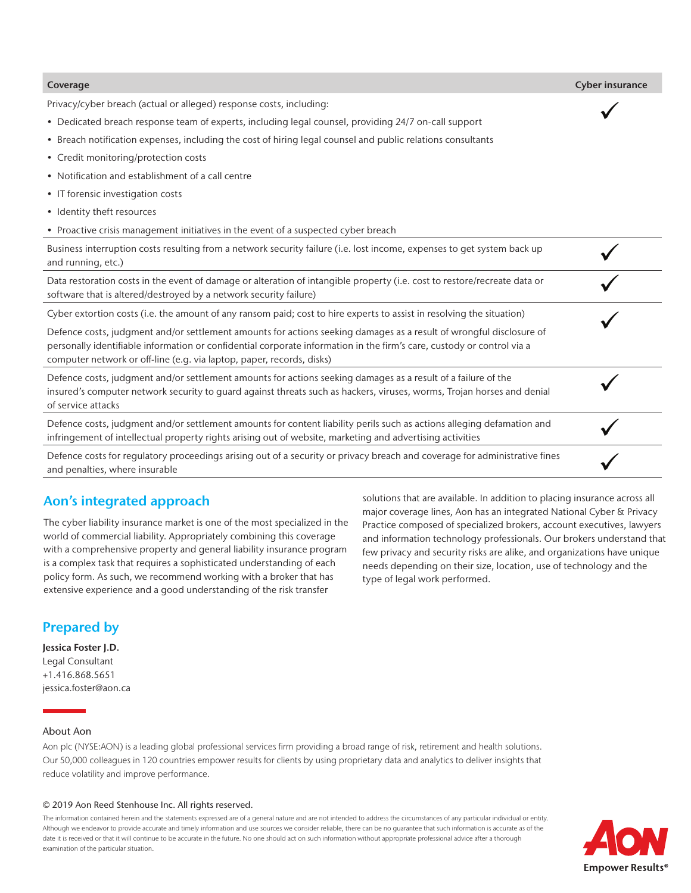| Coverage | Cyber insurance |
|---|---|
| Privacy/cyber breach (actual or alleged) response costs, including:<br>• Dedicated breach response team of experts, including legal counsel, providing 24/7 on-call support<br>• Breach notification expenses, including the cost of hiring legal counsel and public relations consultants<br>• Credit monitoring/protection costs<br>• Notification and establishment of a call centre<br>• IT forensic investigation costs<br>• Identity theft resources<br>• Proactive crisis management initiatives in the event of a suspected cyber breach | ✓ |
| Business interruption costs resulting from a network security failure (i.e. lost income, expenses to get system back up and running, etc.) | ✓ |
| Data restoration costs in the event of damage or alteration of intangible property (i.e. cost to restore/recreate data or software that is altered/destroyed by a network security failure) | ✓ |
| Cyber extortion costs (i.e. the amount of any ransom paid; cost to hire experts to assist in resolving the situation)<br>Defence costs, judgment and/or settlement amounts for actions seeking damages as a result of wrongful disclosure of personally identifiable information or confidential corporate information in the firm's care, custody or control via a computer network or off-line (e.g. via laptop, paper, records, disks) | ✓ |
| Defence costs, judgment and/or settlement amounts for actions seeking damages as a result of a failure of the insured's computer network security to guard against threats such as hackers, viruses, worms, Trojan horses and denial of service attacks | ✓ |
| Defence costs, judgment and/or settlement amounts for content liability perils such as actions alleging defamation and infringement of intellectual property rights arising out of website, marketing and advertising activities | ✓ |
| Defence costs for regulatory proceedings arising out of a security or privacy breach and coverage for administrative fines and penalties, where insurable | ✓ |

## Aon's integrated approach

The cyber liability insurance market is one of the most specialized in the world of commercial liability. Appropriately combining this coverage with a comprehensive property and general liability insurance program is a complex task that requires a sophisticated understanding of each policy form. As such, we recommend working with a broker that has extensive experience and a good understanding of the risk transfer solutions that are available. In addition to placing insurance across all major coverage lines, Aon has an integrated National Cyber & Privacy Practice composed of specialized brokers, account executives, lawyers and information technology professionals. Our brokers understand that few privacy and security risks are alike, and organizations have unique needs depending on their size, location, use of technology and the type of legal work performed.

## Prepared by

**Jessica Foster J.D.**
Legal Consultant
+1.416.868.5651
jessica.foster@aon.ca

About Aon

Aon plc (NYSE:AON) is a leading global professional services firm providing a broad range of risk, retirement and health solutions. Our 50,000 colleagues in 120 countries empower results for clients by using proprietary data and analytics to deliver insights that reduce volatility and improve performance.

© 2019 Aon Reed Stenhouse Inc. All rights reserved.

The information contained herein and the statements expressed are of a general nature and are not intended to address the circumstances of any particular individual or entity. Although we endeavor to provide accurate and timely information and use sources we consider reliable, there can be no guarantee that such information is accurate as of the date it is received or that it will continue to be accurate in the future. No one should act on such information without appropriate professional advice after a thorough examination of the particular situation.

AON
Empower Results®